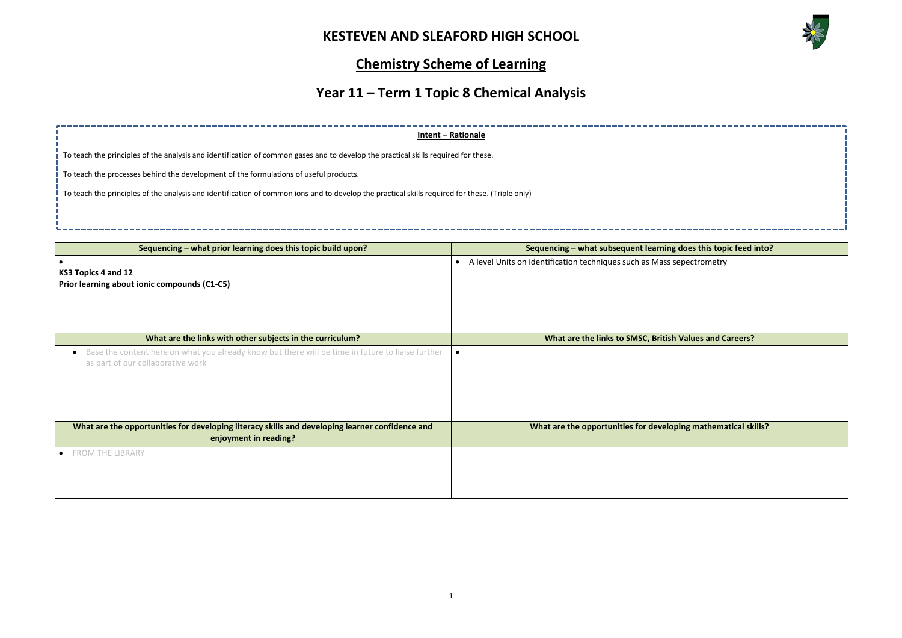# KESTEVEN AND SLEAFORD HIGH SCHOOL

## Chemistry Scheme of Learning

## Year 11 – Term 1 Topic 8 Chemical Analysis

**Intent – Rationale**

To teach the principles of the analysis and identification of common gases and to develop the practical skills required for these.

To teach the processes behind the development of the formulations of useful products.

To teach the principles of the analysis and identification of common ions and to develop the practical skills required for these. (Triple only)

| Sequencing – what prior learning does this topic build upon? | Sequencing – what subsequent learning does this topic feed into? |
|---|---|
| • <br>**KS3 Topics 4 and 12**<br>**Prior learning about ionic compounds (C1-C5)** | • A level Units on identification techniques such as Mass sepectrometry |
| **What are the links with other subjects in the curriculum?** | **What are the links to SMSC, British Values and Careers?** |
| • Base the content here on what you already know but there will be time in future to liaise further as part of our collaborative work | • |
| **What are the opportunities for developing literacy skills and developing learner confidence and enjoyment in reading?** | **What are the opportunities for developing mathematical skills?** |
| • FROM THE LIBRARY | |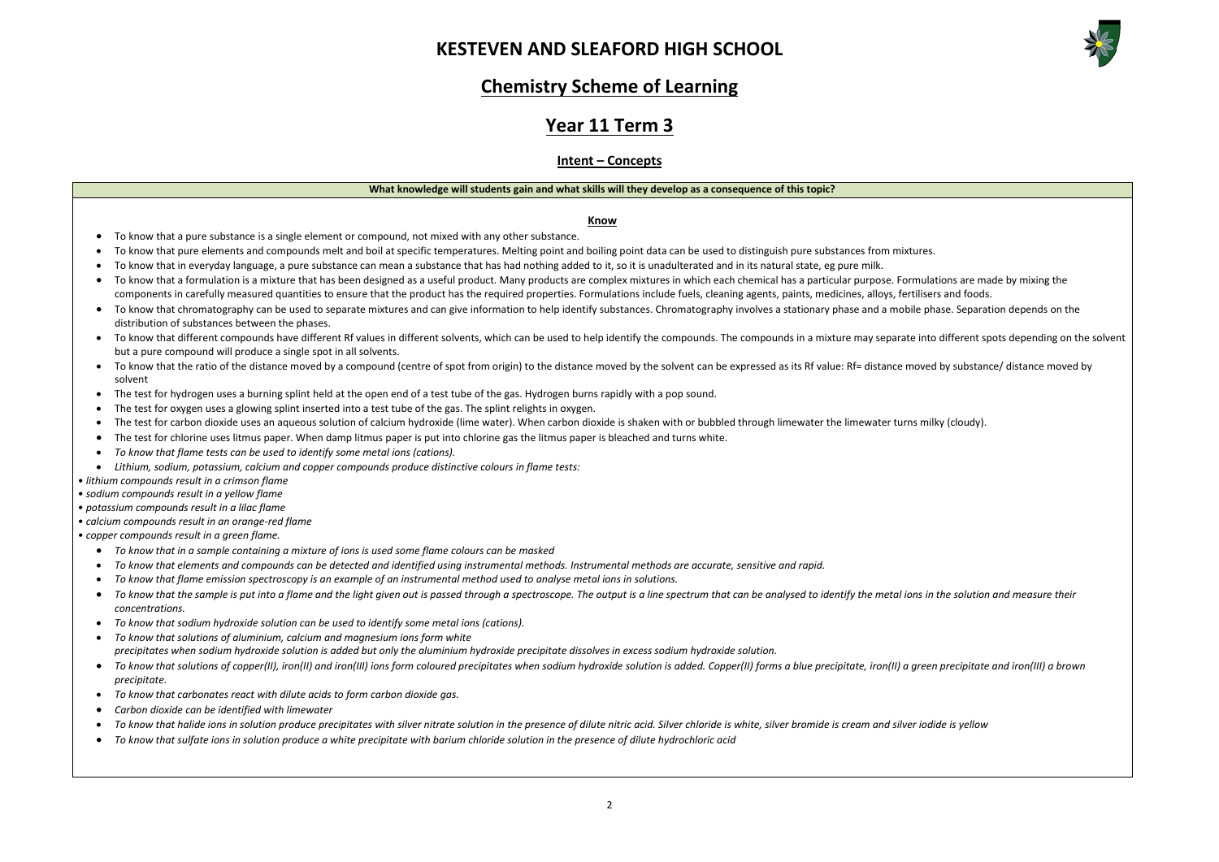# KESTEVEN AND SLEAFORD HIGH SCHOOL

## Chemistry Scheme of Learning

## Year 11 Term 3

### Intent – Concepts

**What knowledge will students gain and what skills will they develop as a consequence of this topic?**

**Know**

- To know that a pure substance is a single element or compound, not mixed with any other substance.
- To know that pure elements and compounds melt and boil at specific temperatures. Melting point and boiling point data can be used to distinguish pure substances from mixtures.
- To know that in everyday language, a pure substance can mean a substance that has had nothing added to it, so it is unadulterated and in its natural state, eg pure milk.
- To know that a formulation is a mixture that has been designed as a useful product. Many products are complex mixtures in which each chemical has a particular purpose. Formulations are made by mixing the components in carefully measured quantities to ensure that the product has the required properties. Formulations include fuels, cleaning agents, paints, medicines, alloys, fertilisers and foods.
- To know that chromatography can be used to separate mixtures and can give information to help identify substances. Chromatography involves a stationary phase and a mobile phase. Separation depends on the distribution of substances between the phases.
- To know that different compounds have different Rf values in different solvents, which can be used to help identify the compounds. The compounds in a mixture may separate into different spots depending on the solvent but a pure compound will produce a single spot in all solvents.
- To know that the ratio of the distance moved by a compound (centre of spot from origin) to the distance moved by the solvent can be expressed as its Rf value: Rf= distance moved by substance/ distance moved by solvent
- The test for hydrogen uses a burning splint held at the open end of a test tube of the gas. Hydrogen burns rapidly with a pop sound.
- The test for oxygen uses a glowing splint inserted into a test tube of the gas. The splint relights in oxygen.
- The test for carbon dioxide uses an aqueous solution of calcium hydroxide (lime water). When carbon dioxide is shaken with or bubbled through limewater the limewater turns milky (cloudy).
- The test for chlorine uses litmus paper. When damp litmus paper is put into chlorine gas the litmus paper is bleached and turns white.
- *To know that flame tests can be used to identify some metal ions (cations).*
- *Lithium, sodium, potassium, calcium and copper compounds produce distinctive colours in flame tests:*

*• lithium compounds result in a crimson flame*
*• sodium compounds result in a yellow flame*
*• potassium compounds result in a lilac flame*
*• calcium compounds result in an orange-red flame*
*• copper compounds result in a green flame.*

- *To know that in a sample containing a mixture of ions is used some flame colours can be masked*
- *To know that elements and compounds can be detected and identified using instrumental methods. Instrumental methods are accurate, sensitive and rapid.*
- *To know that flame emission spectroscopy is an example of an instrumental method used to analyse metal ions in solutions.*
- *To know that the sample is put into a flame and the light given out is passed through a spectroscope. The output is a line spectrum that can be analysed to identify the metal ions in the solution and measure their concentrations.*
- *To know that sodium hydroxide solution can be used to identify some metal ions (cations).*
- *To know that solutions of aluminium, calcium and magnesium ions form white precipitates when sodium hydroxide solution is added but only the aluminium hydroxide precipitate dissolves in excess sodium hydroxide solution.*
- *To know that solutions of copper(II), iron(II) and iron(III) ions form coloured precipitates when sodium hydroxide solution is added. Copper(II) forms a blue precipitate, iron(II) a green precipitate and iron(III) a brown precipitate.*
- *To know that carbonates react with dilute acids to form carbon dioxide gas.*
- *Carbon dioxide can be identified with limewater*
- *To know that halide ions in solution produce precipitates with silver nitrate solution in the presence of dilute nitric acid. Silver chloride is white, silver bromide is cream and silver iodide is yellow*
- *To know that sulfate ions in solution produce a white precipitate with barium chloride solution in the presence of dilute hydrochloric acid*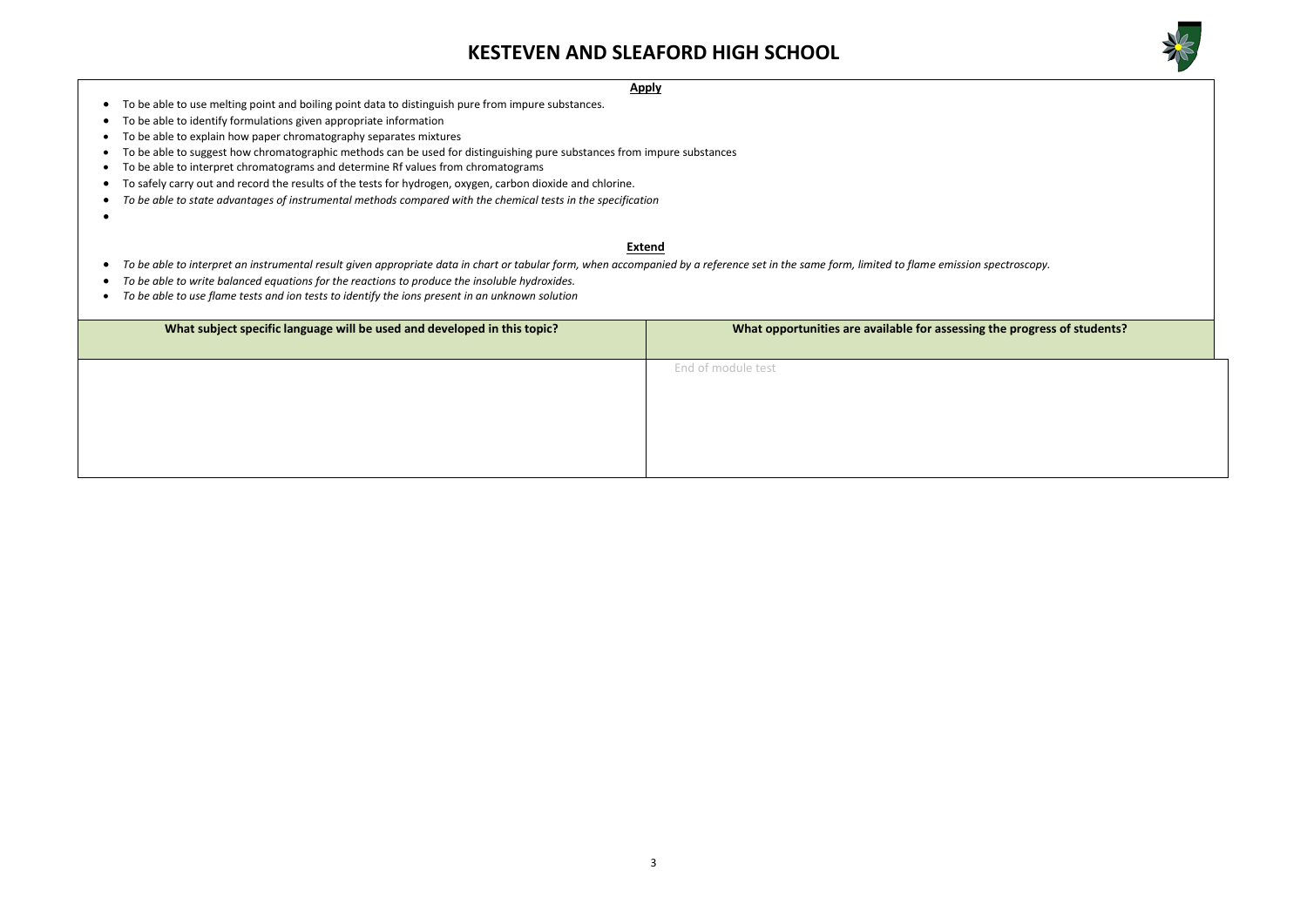# KESTEVEN AND SLEAFORD HIGH SCHOOL

**Apply**

- To be able to use melting point and boiling point data to distinguish pure from impure substances.
- To be able to identify formulations given appropriate information
- To be able to explain how paper chromatography separates mixtures
- To be able to suggest how chromatographic methods can be used for distinguishing pure substances from impure substances
- To be able to interpret chromatograms and determine Rf values from chromatograms
- To safely carry out and record the results of the tests for hydrogen, oxygen, carbon dioxide and chlorine.
- *To be able to state advantages of instrumental methods compared with the chemical tests in the specification*

**Extend**

- *To be able to interpret an instrumental result given appropriate data in chart or tabular form, when accompanied by a reference set in the same form, limited to flame emission spectroscopy.*
- *To be able to write balanced equations for the reactions to produce the insoluble hydroxides.*
- *To be able to use flame tests and ion tests to identify the ions present in an unknown solution*

| What subject specific language will be used and developed in this topic? | What opportunities are available for assessing the progress of students? |
|---|---|
| | End of module test |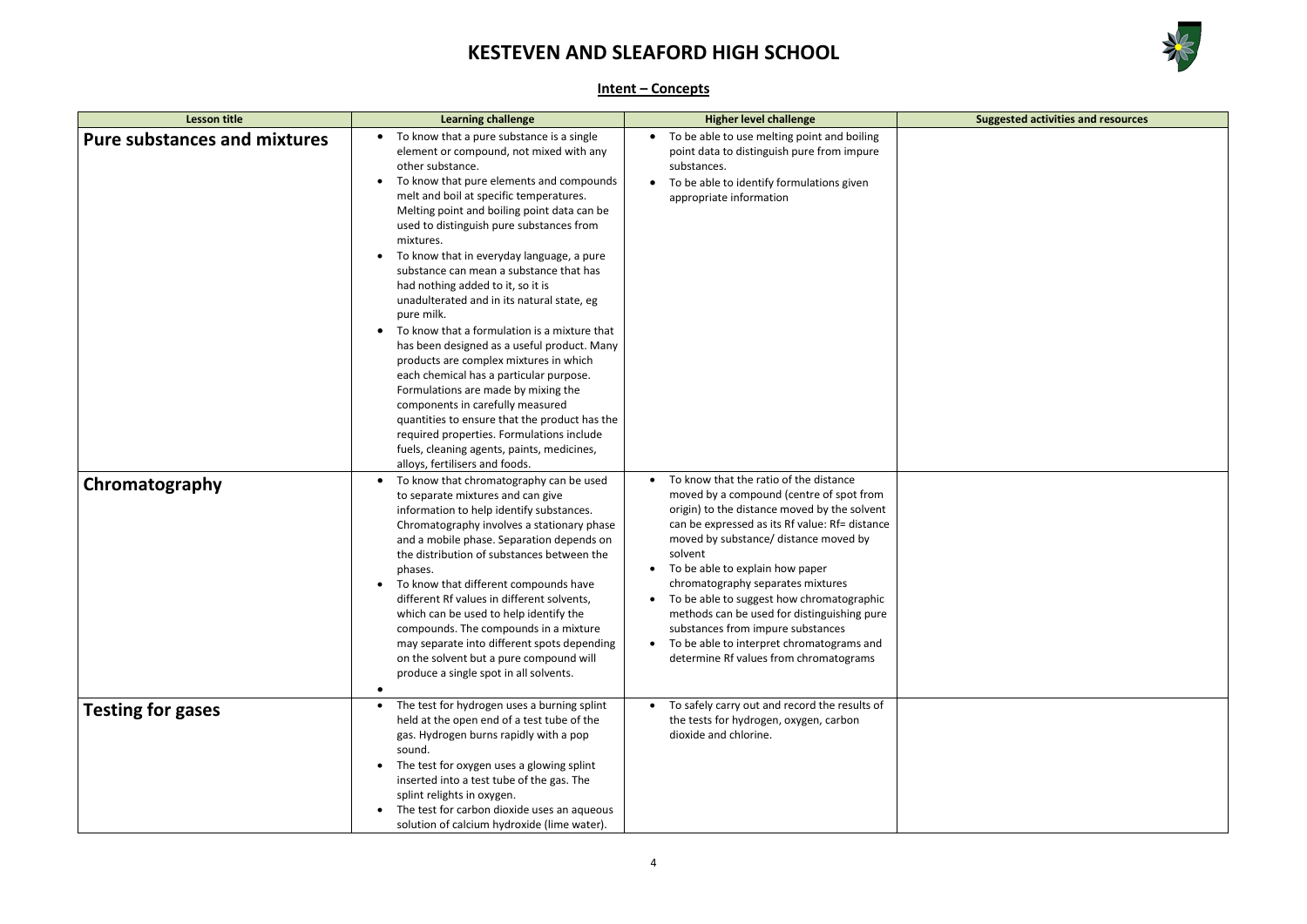# KESTEVEN AND SLEAFORD HIGH SCHOOL

## Intent – Concepts

| Lesson title | Learning challenge | Higher level challenge | Suggested activities and resources |
|---|---|---|---|
| **Pure substances and mixtures** | • To know that a pure substance is a single element or compound, not mixed with any other substance.<br>• To know that pure elements and compounds melt and boil at specific temperatures. Melting point and boiling point data can be used to distinguish pure substances from mixtures.<br>• To know that in everyday language, a pure substance can mean a substance that has had nothing added to it, so it is unadulterated and in its natural state, eg pure milk.<br>• To know that a formulation is a mixture that has been designed as a useful product. Many products are complex mixtures in which each chemical has a particular purpose. Formulations are made by mixing the components in carefully measured quantities to ensure that the product has the required properties. Formulations include fuels, cleaning agents, paints, medicines, alloys, fertilisers and foods. | • To be able to use melting point and boiling point data to distinguish pure from impure substances.<br>• To be able to identify formulations given appropriate information | |
| **Chromatography** | • To know that chromatography can be used to separate mixtures and can give information to help identify substances. Chromatography involves a stationary phase and a mobile phase. Separation depends on the distribution of substances between the phases.<br>• To know that different compounds have different Rf values in different solvents, which can be used to help identify the compounds. The compounds in a mixture may separate into different spots depending on the solvent but a pure compound will produce a single spot in all solvents.<br>• | • To know that the ratio of the distance moved by a compound (centre of spot from origin) to the distance moved by the solvent can be expressed as its Rf value: Rf= distance moved by substance/ distance moved by solvent<br>• To be able to explain how paper chromatography separates mixtures<br>• To be able to suggest how chromatographic methods can be used for distinguishing pure substances from impure substances<br>• To be able to interpret chromatograms and determine Rf values from chromatograms | |
| **Testing for gases** | • The test for hydrogen uses a burning splint held at the open end of a test tube of the gas. Hydrogen burns rapidly with a pop sound.<br>• The test for oxygen uses a glowing splint inserted into a test tube of the gas. The splint relights in oxygen.<br>• The test for carbon dioxide uses an aqueous solution of calcium hydroxide (lime water). | • To safely carry out and record the results of the tests for hydrogen, oxygen, carbon dioxide and chlorine. | |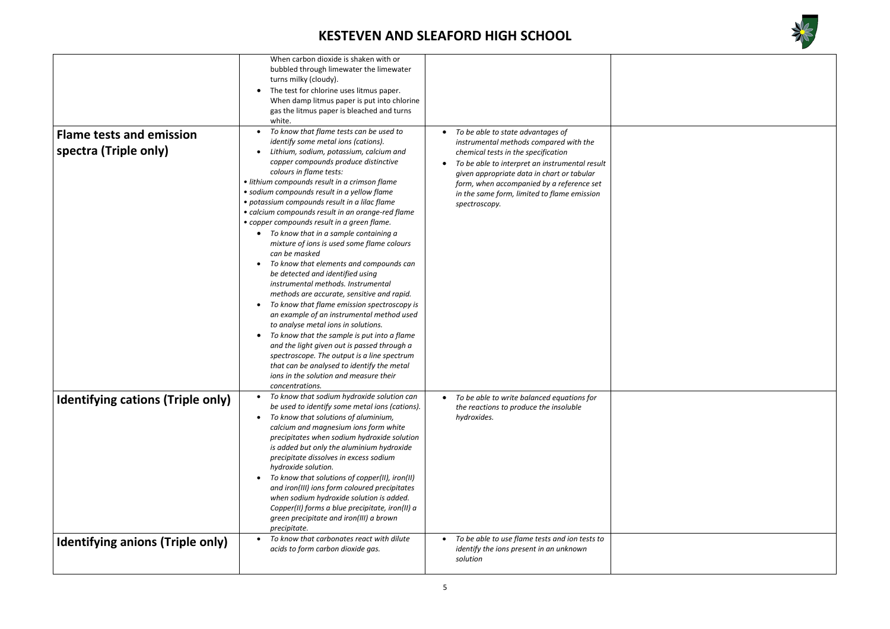| | | | |
|---|---|---|---|
| | When carbon dioxide is shaken with or bubbled through limewater the limewater turns milky (cloudy).<br>• The test for chlorine uses litmus paper. When damp litmus paper is put into chlorine gas the litmus paper is bleached and turns white. | | |
| **Flame tests and emission spectra (Triple only)** | • *To know that flame tests can be used to identify some metal ions (cations).*<br>• *Lithium, sodium, potassium, calcium and copper compounds produce distinctive colours in flame tests:*<br>*• lithium compounds result in a crimson flame*<br>*• sodium compounds result in a yellow flame*<br>*• potassium compounds result in a lilac flame*<br>*• calcium compounds result in an orange-red flame*<br>*• copper compounds result in a green flame.*<br>• *To know that in a sample containing a mixture of ions is used some flame colours can be masked*<br>• *To know that elements and compounds can be detected and identified using instrumental methods. Instrumental methods are accurate, sensitive and rapid.*<br>• *To know that flame emission spectroscopy is an example of an instrumental method used to analyse metal ions in solutions.*<br>• *To know that the sample is put into a flame and the light given out is passed through a spectroscope. The output is a line spectrum that can be analysed to identify the metal ions in the solution and measure their concentrations.* | • *To be able to state advantages of instrumental methods compared with the chemical tests in the specification*<br>• *To be able to interpret an instrumental result given appropriate data in chart or tabular form, when accompanied by a reference set in the same form, limited to flame emission spectroscopy.* | |
| **Identifying cations (Triple only)** | • *To know that sodium hydroxide solution can be used to identify some metal ions (cations).*<br>• *To know that solutions of aluminium, calcium and magnesium ions form white precipitates when sodium hydroxide solution is added but only the aluminium hydroxide precipitate dissolves in excess sodium hydroxide solution.*<br>• *To know that solutions of copper(II), iron(II) and iron(III) ions form coloured precipitates when sodium hydroxide solution is added. Copper(II) forms a blue precipitate, iron(II) a green precipitate and iron(III) a brown precipitate.* | • *To be able to write balanced equations for the reactions to produce the insoluble hydroxides.* | |
| **Identifying anions (Triple only)** | • *To know that carbonates react with dilute acids to form carbon dioxide gas.* | • *To be able to use flame tests and ion tests to identify the ions present in an unknown solution* | |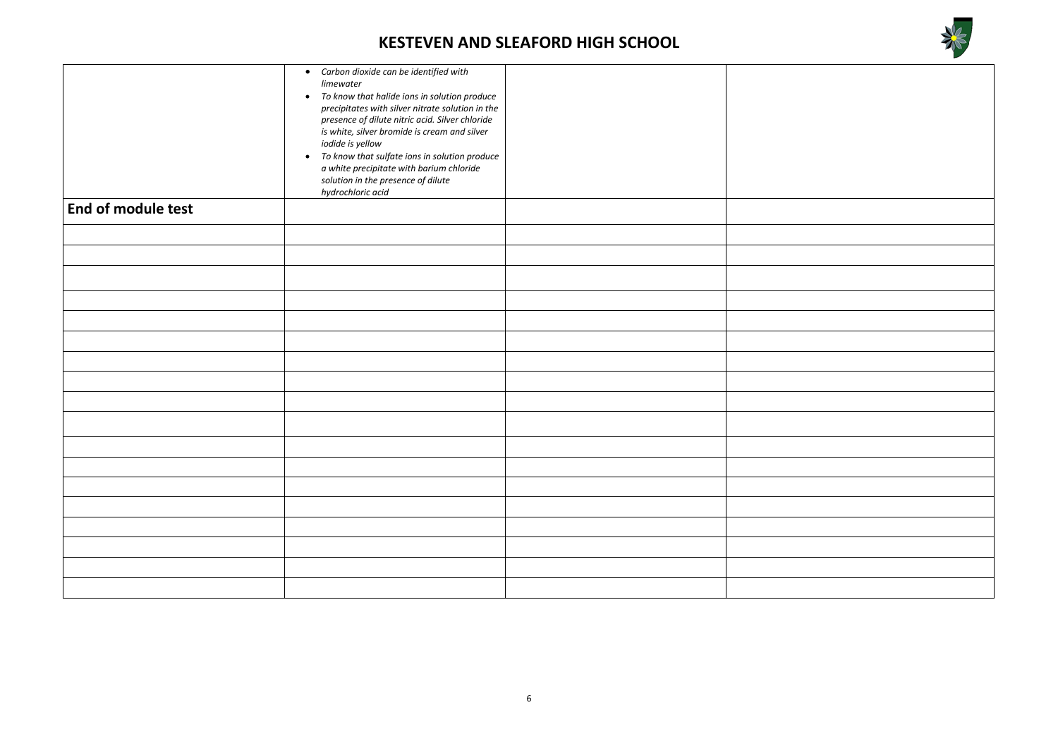| | | | |
|---|---|---|---|
| | • *Carbon dioxide can be identified with limewater*<br>• *To know that halide ions in solution produce precipitates with silver nitrate solution in the presence of dilute nitric acid. Silver chloride is white, silver bromide is cream and silver iodide is yellow*<br>• *To know that sulfate ions in solution produce a white precipitate with barium chloride solution in the presence of dilute hydrochloric acid* | | |
| **End of module test** | | | |
| | | | |
| | | | |
| | | | |
| | | | |
| | | | |
| | | | |
| | | | |
| | | | |
| | | | |
| | | | |
| | | | |
| | | | |
| | | | |
| | | | |
| | | | |
| | | | |
| | | | |
| | | | |